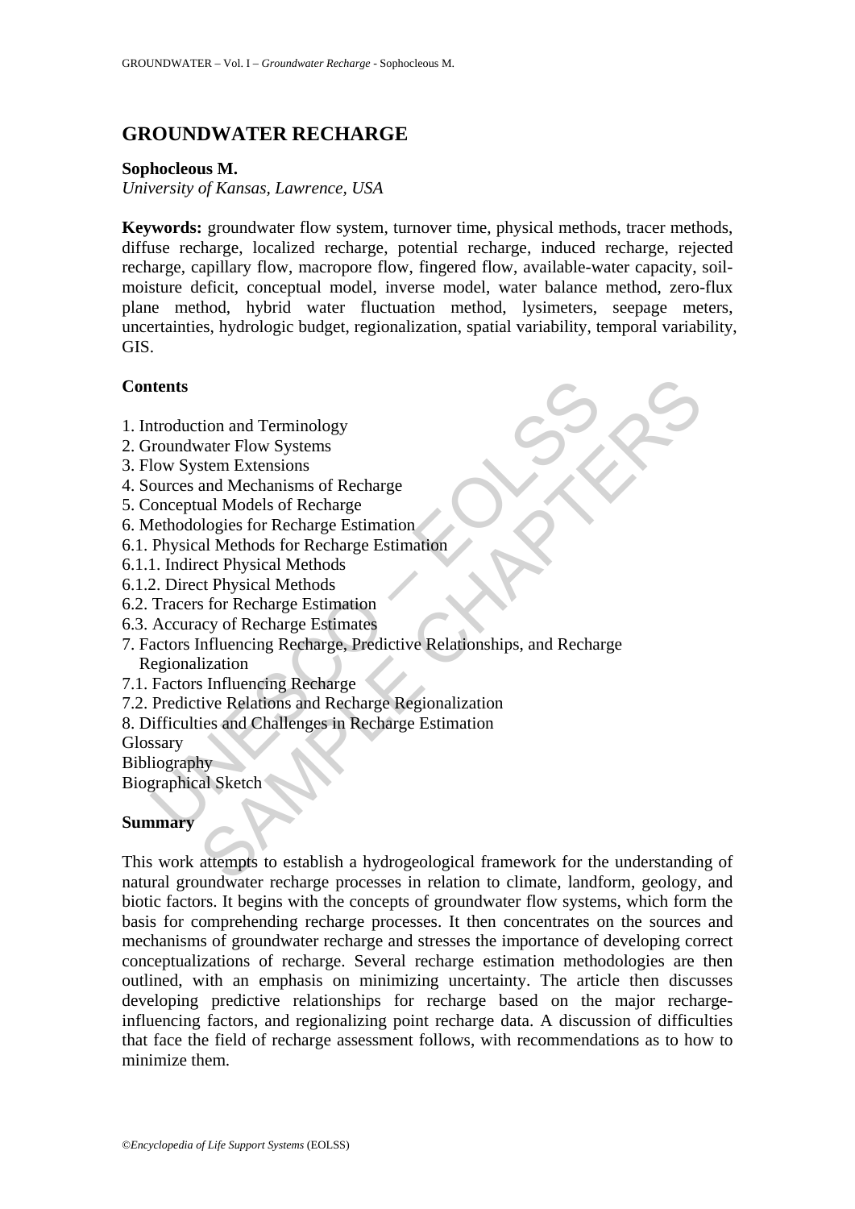# GROUNDWATER RECHARGE

**Sophocleous M.**
*University of Kansas, Lawrence, USA*

**Keywords:** groundwater flow system, turnover time, physical methods, tracer methods, diffuse recharge, localized recharge, potential recharge, induced recharge, rejected recharge, capillary flow, macropore flow, fingered flow, available-water capacity, soil-moisture deficit, conceptual model, inverse model, water balance method, zero-flux plane method, hybrid water fluctuation method, lysimeters, seepage meters, uncertainties, hydrologic budget, regionalization, spatial variability, temporal variability, GIS.

## Contents

1. Introduction and Terminology
2. Groundwater Flow Systems
3. Flow System Extensions
4. Sources and Mechanisms of Recharge
5. Conceptual Models of Recharge
6. Methodologies for Recharge Estimation
6.1. Physical Methods for Recharge Estimation
6.1.1. Indirect Physical Methods
6.1.2. Direct Physical Methods
6.2. Tracers for Recharge Estimation
6.3. Accuracy of Recharge Estimates
7. Factors Influencing Recharge, Predictive Relationships, and Recharge Regionalization
7.1. Factors Influencing Recharge
7.2. Predictive Relations and Recharge Regionalization
8. Difficulties and Challenges in Recharge Estimation

Glossary
Bibliography
Biographical Sketch

## Summary

This work attempts to establish a hydrogeological framework for the understanding of natural groundwater recharge processes in relation to climate, landform, geology, and biotic factors. It begins with the concepts of groundwater flow systems, which form the basis for comprehending recharge processes. It then concentrates on the sources and mechanisms of groundwater recharge and stresses the importance of developing correct conceptualizations of recharge. Several recharge estimation methodologies are then outlined, with an emphasis on minimizing uncertainty. The article then discusses developing predictive relationships for recharge based on the major recharge-influencing factors, and regionalizing point recharge data. A discussion of difficulties that face the field of recharge assessment follows, with recommendations as to how to minimize them.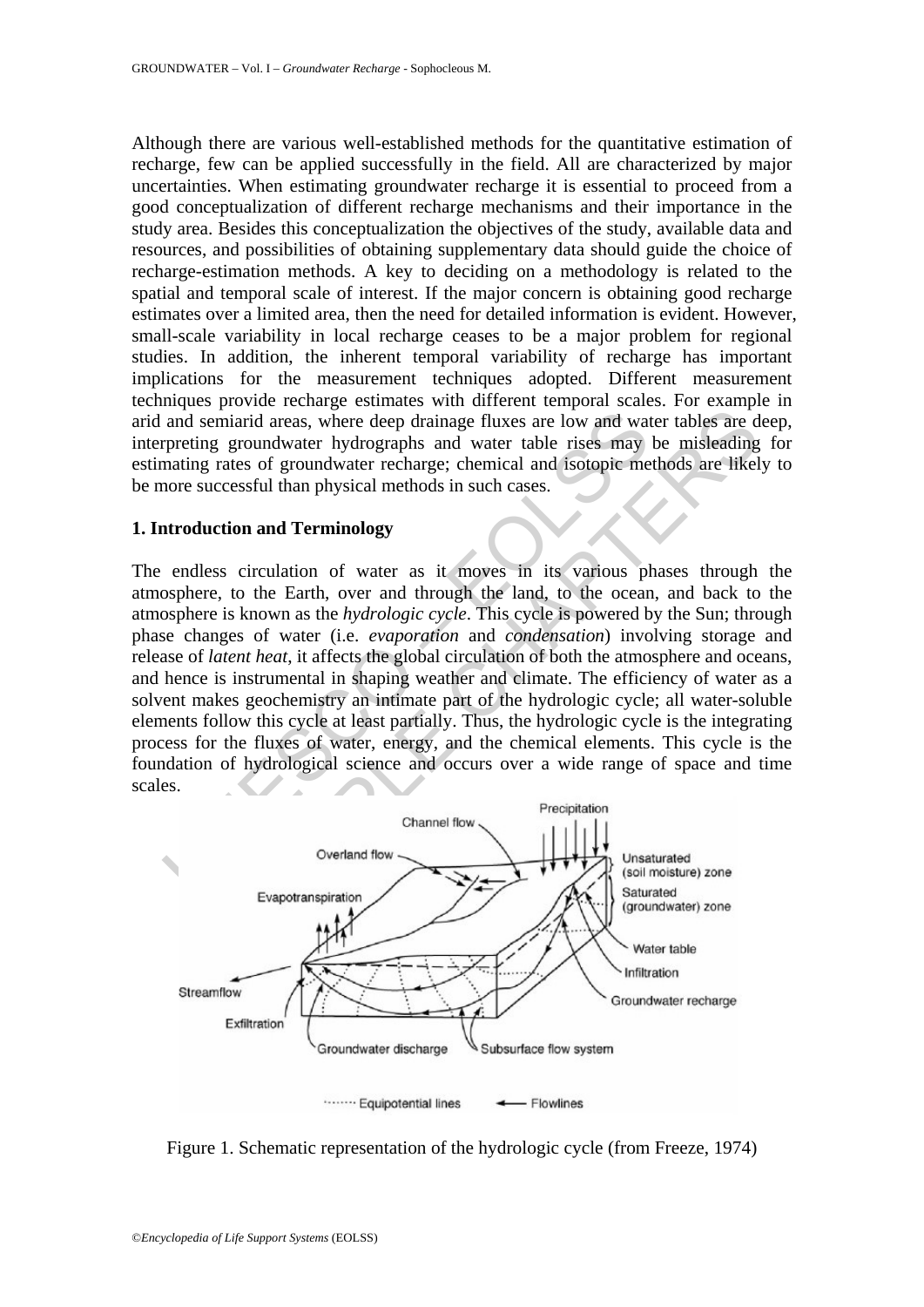Although there are various well-established methods for the quantitative estimation of recharge, few can be applied successfully in the field. All are characterized by major uncertainties. When estimating groundwater recharge it is essential to proceed from a good conceptualization of different recharge mechanisms and their importance in the study area. Besides this conceptualization the objectives of the study, available data and resources, and possibilities of obtaining supplementary data should guide the choice of recharge-estimation methods. A key to deciding on a methodology is related to the spatial and temporal scale of interest. If the major concern is obtaining good recharge estimates over a limited area, then the need for detailed information is evident. However, small-scale variability in local recharge ceases to be a major problem for regional studies. In addition, the inherent temporal variability of recharge has important implications for the measurement techniques adopted. Different measurement techniques provide recharge estimates with different temporal scales. For example in arid and semiarid areas, where deep drainage fluxes are low and water tables are deep, interpreting groundwater hydrographs and water table rises may be misleading for estimating rates of groundwater recharge; chemical and isotopic methods are likely to be more successful than physical methods in such cases.

## 1. Introduction and Terminology

The endless circulation of water as it moves in its various phases through the atmosphere, to the Earth, over and through the land, to the ocean, and back to the atmosphere is known as the *hydrologic cycle*. This cycle is powered by the Sun; through phase changes of water (i.e. *evaporation* and *condensation*) involving storage and release of *latent heat*, it affects the global circulation of both the atmosphere and oceans, and hence is instrumental in shaping weather and climate. The efficiency of water as a solvent makes geochemistry an intimate part of the hydrologic cycle; all water-soluble elements follow this cycle at least partially. Thus, the hydrologic cycle is the integrating process for the fluxes of water, energy, and the chemical elements. This cycle is the foundation of hydrological science and occurs over a wide range of space and time scales.

Figure 1. Schematic representation of the hydrologic cycle (from Freeze, 1974)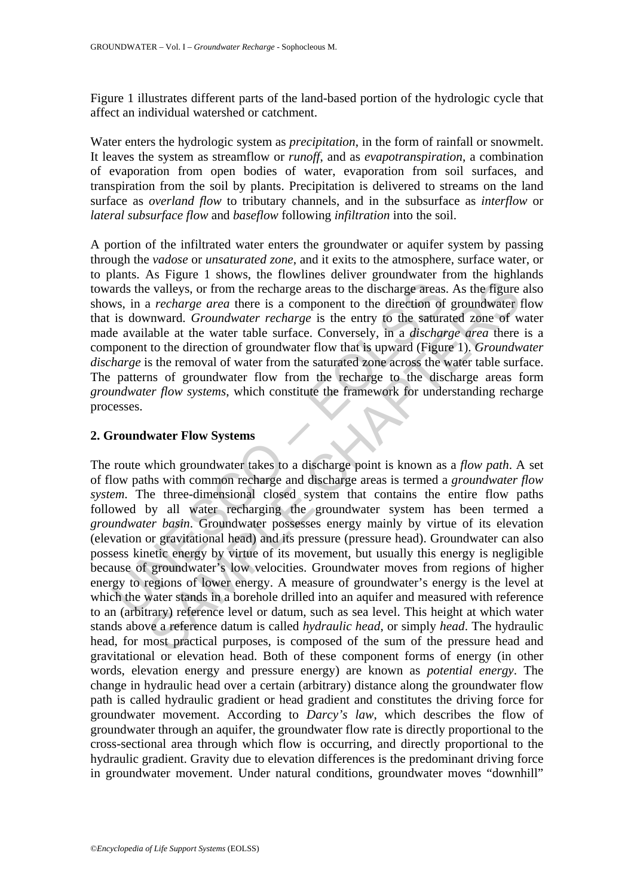Figure 1 illustrates different parts of the land-based portion of the hydrologic cycle that affect an individual watershed or catchment.

Water enters the hydrologic system as *precipitation*, in the form of rainfall or snowmelt. It leaves the system as streamflow or *runoff*, and as *evapotranspiration*, a combination of evaporation from open bodies of water, evaporation from soil surfaces, and transpiration from the soil by plants. Precipitation is delivered to streams on the land surface as *overland flow* to tributary channels, and in the subsurface as *interflow* or *lateral subsurface flow* and *baseflow* following *infiltration* into the soil.

A portion of the infiltrated water enters the groundwater or aquifer system by passing through the *vadose* or *unsaturated zone*, and it exits to the atmosphere, surface water, or to plants. As Figure 1 shows, the flowlines deliver groundwater from the highlands towards the valleys, or from the recharge areas to the discharge areas. As the figure also shows, in a *recharge area* there is a component to the direction of groundwater flow that is downward. *Groundwater recharge* is the entry to the saturated zone of water made available at the water table surface. Conversely, in a *discharge area* there is a component to the direction of groundwater flow that is upward (Figure 1). *Groundwater discharge* is the removal of water from the saturated zone across the water table surface. The patterns of groundwater flow from the recharge to the discharge areas form *groundwater flow systems*, which constitute the framework for understanding recharge processes.

## 2. Groundwater Flow Systems

The route which groundwater takes to a discharge point is known as a *flow path*. A set of flow paths with common recharge and discharge areas is termed a *groundwater flow system*. The three-dimensional closed system that contains the entire flow paths followed by all water recharging the groundwater system has been termed a *groundwater basin*. Groundwater possesses energy mainly by virtue of its elevation (elevation or gravitational head) and its pressure (pressure head). Groundwater can also possess kinetic energy by virtue of its movement, but usually this energy is negligible because of groundwater's low velocities. Groundwater moves from regions of higher energy to regions of lower energy. A measure of groundwater's energy is the level at which the water stands in a borehole drilled into an aquifer and measured with reference to an (arbitrary) reference level or datum, such as sea level. This height at which water stands above a reference datum is called *hydraulic head*, or simply *head*. The hydraulic head, for most practical purposes, is composed of the sum of the pressure head and gravitational or elevation head. Both of these component forms of energy (in other words, elevation energy and pressure energy) are known as *potential energy*. The change in hydraulic head over a certain (arbitrary) distance along the groundwater flow path is called hydraulic gradient or head gradient and constitutes the driving force for groundwater movement. According to *Darcy's law*, which describes the flow of groundwater through an aquifer, the groundwater flow rate is directly proportional to the cross-sectional area through which flow is occurring, and directly proportional to the hydraulic gradient. Gravity due to elevation differences is the predominant driving force in groundwater movement. Under natural conditions, groundwater moves "downhill"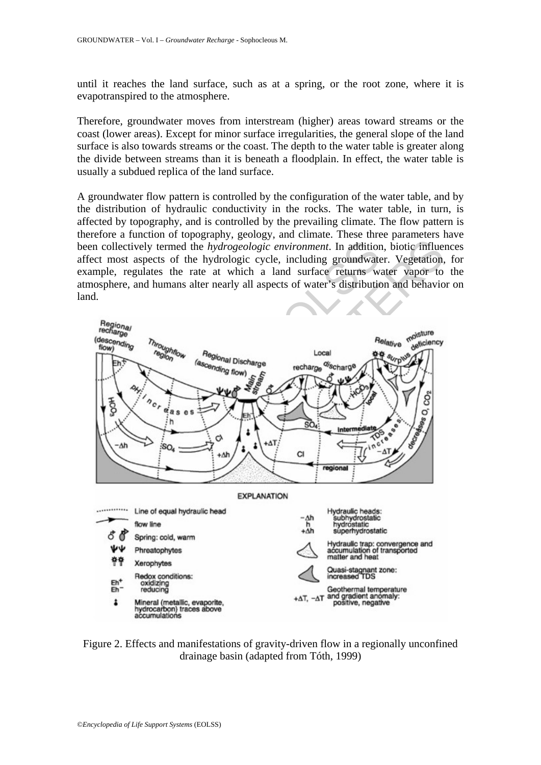until it reaches the land surface, such as at a spring, or the root zone, where it is evapotranspired to the atmosphere.

Therefore, groundwater moves from interstream (higher) areas toward streams or the coast (lower areas). Except for minor surface irregularities, the general slope of the land surface is also towards streams or the coast. The depth to the water table is greater along the divide between streams than it is beneath a floodplain. In effect, the water table is usually a subdued replica of the land surface.

A groundwater flow pattern is controlled by the configuration of the water table, and by the distribution of hydraulic conductivity in the rocks. The water table, in turn, is affected by topography, and is controlled by the prevailing climate. The flow pattern is therefore a function of topography, geology, and climate. These three parameters have been collectively termed the *hydrogeologic environment*. In addition, biotic influences affect most aspects of the hydrologic cycle, including groundwater. Vegetation, for example, regulates the rate at which a land surface returns water vapor to the atmosphere, and humans alter nearly all aspects of water's distribution and behavior on land.

Figure 2. Effects and manifestations of gravity-driven flow in a regionally unconfined drainage basin (adapted from Tóth, 1999)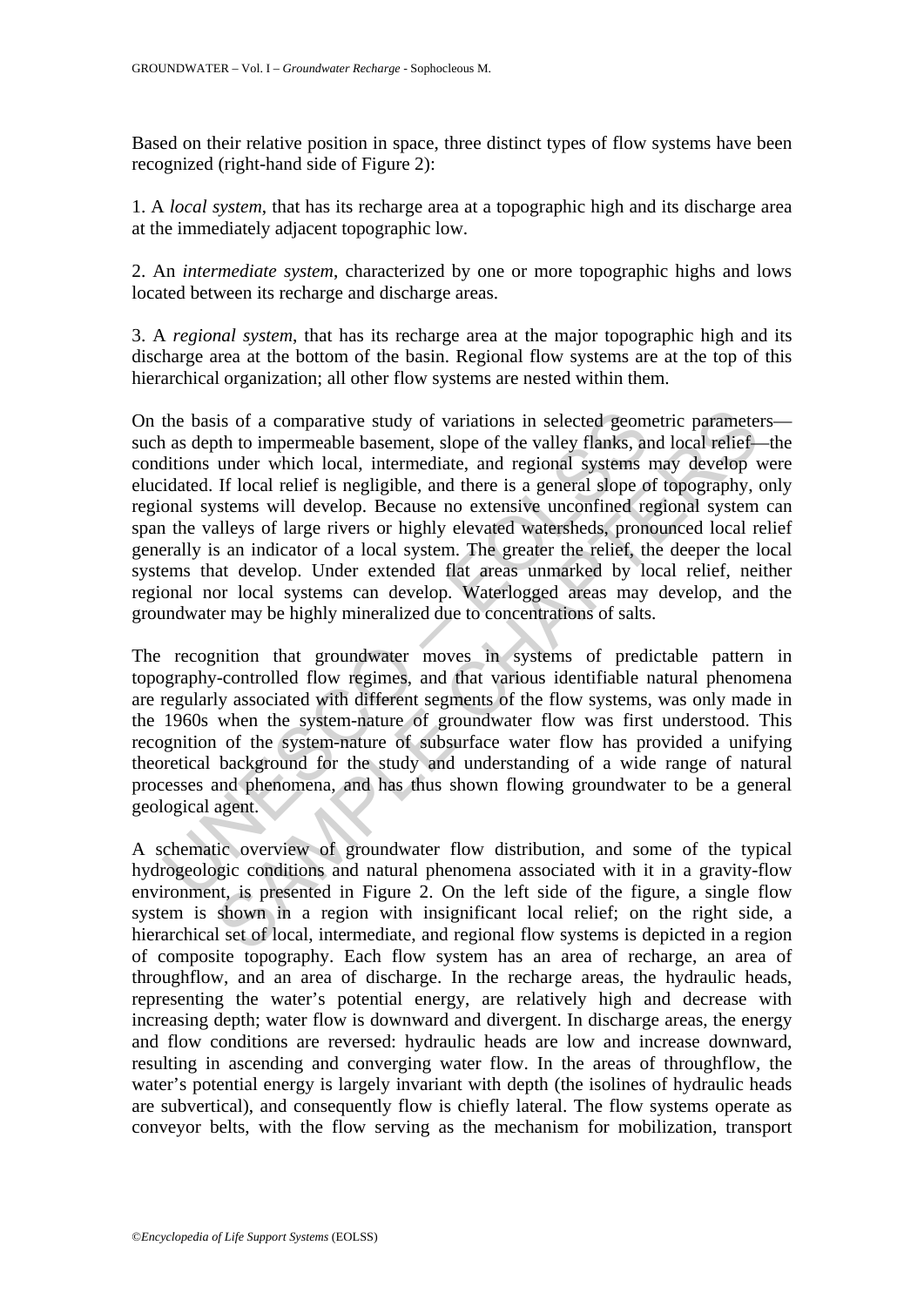Based on their relative position in space, three distinct types of flow systems have been recognized (right-hand side of Figure 2):

1. A *local system*, that has its recharge area at a topographic high and its discharge area at the immediately adjacent topographic low.

2. An *intermediate system*, characterized by one or more topographic highs and lows located between its recharge and discharge areas.

3. A *regional system*, that has its recharge area at the major topographic high and its discharge area at the bottom of the basin. Regional flow systems are at the top of this hierarchical organization; all other flow systems are nested within them.

On the basis of a comparative study of variations in selected geometric parameters—such as depth to impermeable basement, slope of the valley flanks, and local relief—the conditions under which local, intermediate, and regional systems may develop were elucidated. If local relief is negligible, and there is a general slope of topography, only regional systems will develop. Because no extensive unconfined regional system can span the valleys of large rivers or highly elevated watersheds, pronounced local relief generally is an indicator of a local system. The greater the relief, the deeper the local systems that develop. Under extended flat areas unmarked by local relief, neither regional nor local systems can develop. Waterlogged areas may develop, and the groundwater may be highly mineralized due to concentrations of salts.

The recognition that groundwater moves in systems of predictable pattern in topography-controlled flow regimes, and that various identifiable natural phenomena are regularly associated with different segments of the flow systems, was only made in the 1960s when the system-nature of groundwater flow was first understood. This recognition of the system-nature of subsurface water flow has provided a unifying theoretical background for the study and understanding of a wide range of natural processes and phenomena, and has thus shown flowing groundwater to be a general geological agent.

A schematic overview of groundwater flow distribution, and some of the typical hydrogeologic conditions and natural phenomena associated with it in a gravity-flow environment, is presented in Figure 2. On the left side of the figure, a single flow system is shown in a region with insignificant local relief; on the right side, a hierarchical set of local, intermediate, and regional flow systems is depicted in a region of composite topography. Each flow system has an area of recharge, an area of throughflow, and an area of discharge. In the recharge areas, the hydraulic heads, representing the water's potential energy, are relatively high and decrease with increasing depth; water flow is downward and divergent. In discharge areas, the energy and flow conditions are reversed: hydraulic heads are low and increase downward, resulting in ascending and converging water flow. In the areas of throughflow, the water's potential energy is largely invariant with depth (the isolines of hydraulic heads are subvertical), and consequently flow is chiefly lateral. The flow systems operate as conveyor belts, with the flow serving as the mechanism for mobilization, transport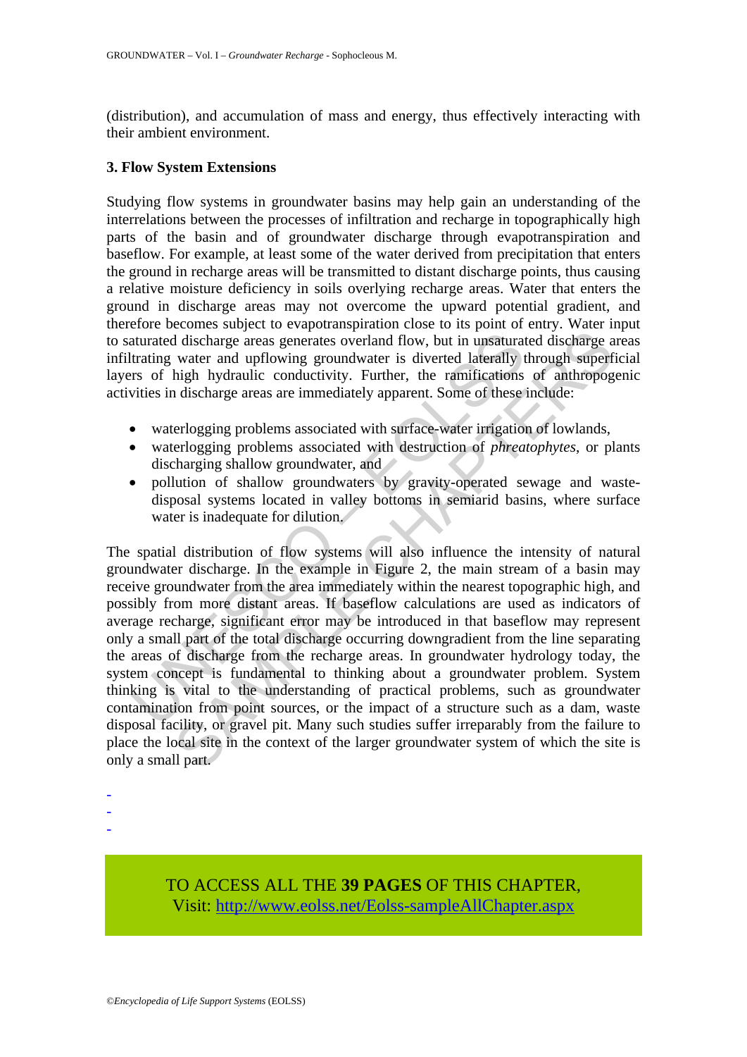(distribution), and accumulation of mass and energy, thus effectively interacting with their ambient environment.

### 3. Flow System Extensions

Studying flow systems in groundwater basins may help gain an understanding of the interrelations between the processes of infiltration and recharge in topographically high parts of the basin and of groundwater discharge through evapotranspiration and baseflow. For example, at least some of the water derived from precipitation that enters the ground in recharge areas will be transmitted to distant discharge points, thus causing a relative moisture deficiency in soils overlying recharge areas. Water that enters the ground in discharge areas may not overcome the upward potential gradient, and therefore becomes subject to evapotranspiration close to its point of entry. Water input to saturated discharge areas generates overland flow, but in unsaturated discharge areas infiltrating water and upflowing groundwater is diverted laterally through superficial layers of high hydraulic conductivity. Further, the ramifications of anthropogenic activities in discharge areas are immediately apparent. Some of these include:

- waterlogging problems associated with surface-water irrigation of lowlands,
- waterlogging problems associated with destruction of *phreatophytes*, or plants discharging shallow groundwater, and
- pollution of shallow groundwaters by gravity-operated sewage and waste-disposal systems located in valley bottoms in semiarid basins, where surface water is inadequate for dilution.

The spatial distribution of flow systems will also influence the intensity of natural groundwater discharge. In the example in Figure 2, the main stream of a basin may receive groundwater from the area immediately within the nearest topographic high, and possibly from more distant areas. If baseflow calculations are used as indicators of average recharge, significant error may be introduced in that baseflow may represent only a small part of the total discharge occurring downgradient from the line separating the areas of discharge from the recharge areas. In groundwater hydrology today, the system concept is fundamental to thinking about a groundwater problem. System thinking is vital to the understanding of practical problems, such as groundwater contamination from point sources, or the impact of a structure such as a dam, waste disposal facility, or gravel pit. Many such studies suffer irreparably from the failure to place the local site in the context of the larger groundwater system of which the site is only a small part.

-
-
-

TO ACCESS ALL THE **39 PAGES** OF THIS CHAPTER,
Visit: http://www.eolss.net/Eolss-sampleAllChapter.aspx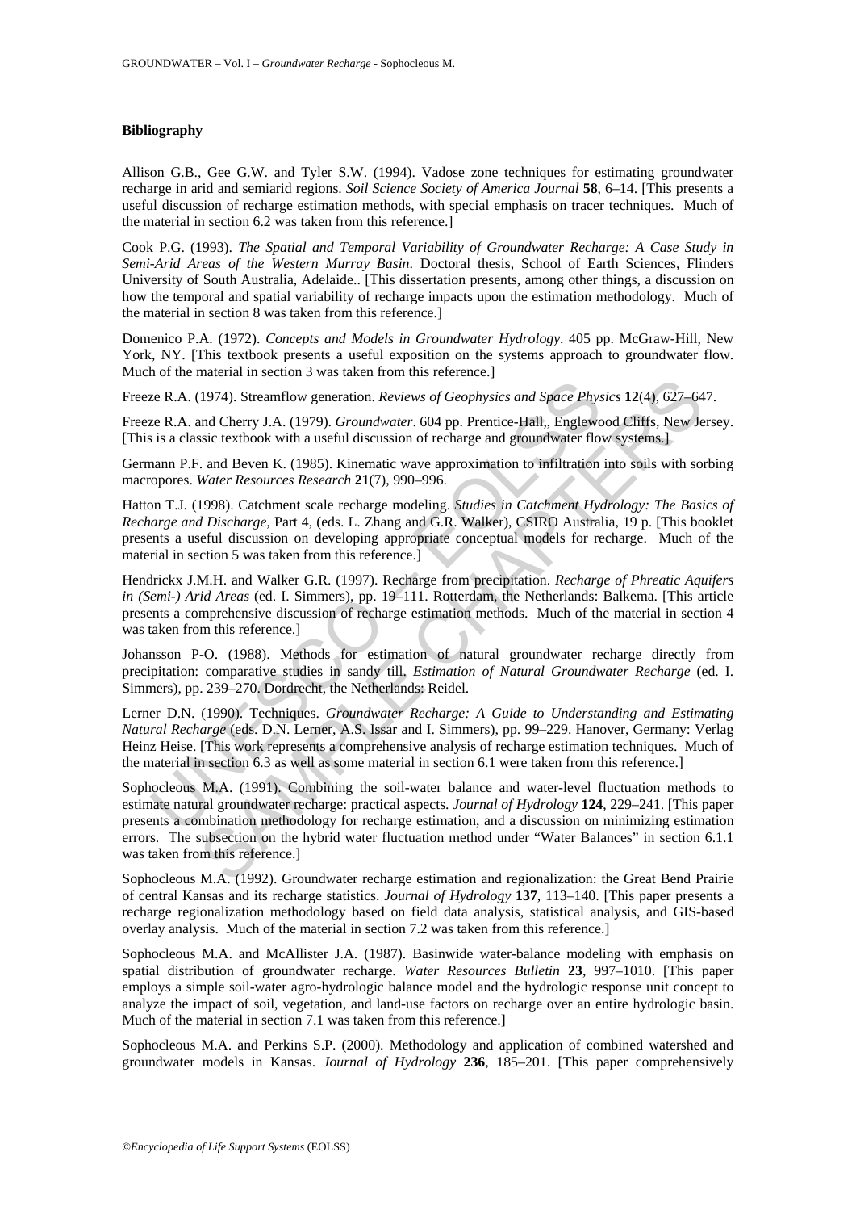**Bibliography**

Allison G.B., Gee G.W. and Tyler S.W. (1994). Vadose zone techniques for estimating groundwater recharge in arid and semiarid regions. *Soil Science Society of America Journal* **58**, 6–14. [This presents a useful discussion of recharge estimation methods, with special emphasis on tracer techniques. Much of the material in section 6.2 was taken from this reference.]

Cook P.G. (1993). *The Spatial and Temporal Variability of Groundwater Recharge: A Case Study in Semi-Arid Areas of the Western Murray Basin*. Doctoral thesis, School of Earth Sciences, Flinders University of South Australia, Adelaide.. [This dissertation presents, among other things, a discussion on how the temporal and spatial variability of recharge impacts upon the estimation methodology. Much of the material in section 8 was taken from this reference.]

Domenico P.A. (1972). *Concepts and Models in Groundwater Hydrology*. 405 pp. McGraw-Hill, New York, NY. [This textbook presents a useful exposition on the systems approach to groundwater flow. Much of the material in section 3 was taken from this reference.]

Freeze R.A. (1974). Streamflow generation. *Reviews of Geophysics and Space Physics* **12**(4), 627–647.

Freeze R.A. and Cherry J.A. (1979). *Groundwater*. 604 pp. Prentice-Hall,, Englewood Cliffs, New Jersey. [This is a classic textbook with a useful discussion of recharge and groundwater flow systems.]

Germann P.F. and Beven K. (1985). Kinematic wave approximation to infiltration into soils with sorbing macropores. *Water Resources Research* **21**(7), 990–996.

Hatton T.J. (1998). Catchment scale recharge modeling. *Studies in Catchment Hydrology: The Basics of Recharge and Discharge*, Part 4, (eds. L. Zhang and G.R. Walker), CSIRO Australia, 19 p. [This booklet presents a useful discussion on developing appropriate conceptual models for recharge. Much of the material in section 5 was taken from this reference.]

Hendrickx J.M.H. and Walker G.R. (1997). Recharge from precipitation. *Recharge of Phreatic Aquifers in (Semi-) Arid Areas* (ed. I. Simmers), pp. 19–111. Rotterdam, the Netherlands: Balkema. [This article presents a comprehensive discussion of recharge estimation methods. Much of the material in section 4 was taken from this reference.]

Johansson P-O. (1988). Methods for estimation of natural groundwater recharge directly from precipitation: comparative studies in sandy till. *Estimation of Natural Groundwater Recharge* (ed. I. Simmers), pp. 239–270. Dordrecht, the Netherlands: Reidel.

Lerner D.N. (1990). Techniques. *Groundwater Recharge: A Guide to Understanding and Estimating Natural Recharge* (eds. D.N. Lerner, A.S. Issar and I. Simmers), pp. 99–229. Hanover, Germany: Verlag Heinz Heise. [This work represents a comprehensive analysis of recharge estimation techniques. Much of the material in section 6.3 as well as some material in section 6.1 were taken from this reference.]

Sophocleous M.A. (1991). Combining the soil-water balance and water-level fluctuation methods to estimate natural groundwater recharge: practical aspects. *Journal of Hydrology* **124**, 229–241. [This paper presents a combination methodology for recharge estimation, and a discussion on minimizing estimation errors. The subsection on the hybrid water fluctuation method under "Water Balances" in section 6.1.1 was taken from this reference.]

Sophocleous M.A. (1992). Groundwater recharge estimation and regionalization: the Great Bend Prairie of central Kansas and its recharge statistics. *Journal of Hydrology* **137**, 113–140. [This paper presents a recharge regionalization methodology based on field data analysis, statistical analysis, and GIS-based overlay analysis. Much of the material in section 7.2 was taken from this reference.]

Sophocleous M.A. and McAllister J.A. (1987). Basinwide water-balance modeling with emphasis on spatial distribution of groundwater recharge. *Water Resources Bulletin* **23**, 997–1010. [This paper employs a simple soil-water agro-hydrologic balance model and the hydrologic response unit concept to analyze the impact of soil, vegetation, and land-use factors on recharge over an entire hydrologic basin. Much of the material in section 7.1 was taken from this reference.]

Sophocleous M.A. and Perkins S.P. (2000). Methodology and application of combined watershed and groundwater models in Kansas. *Journal of Hydrology* **236**, 185–201. [This paper comprehensively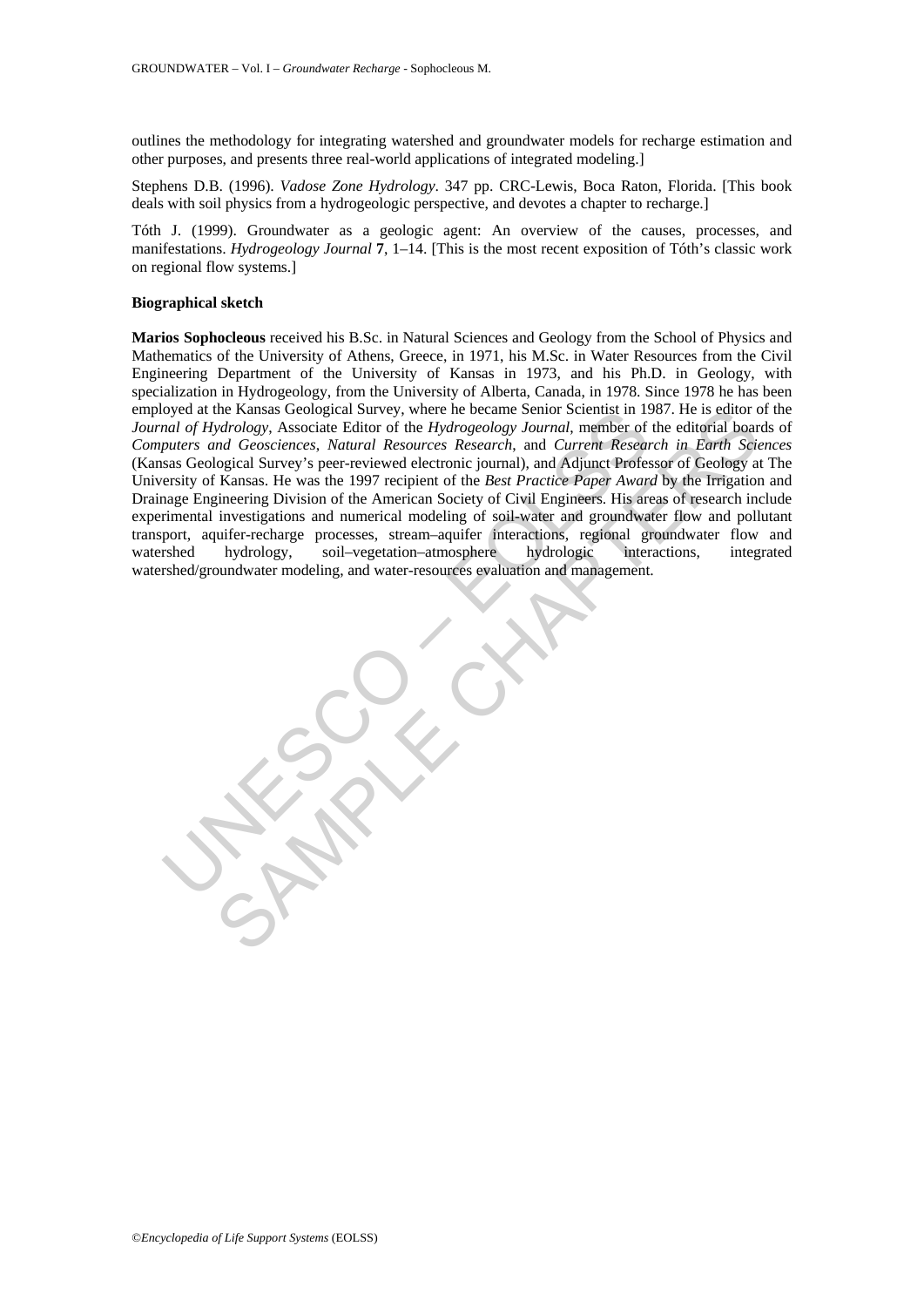outlines the methodology for integrating watershed and groundwater models for recharge estimation and other purposes, and presents three real-world applications of integrated modeling.]

Stephens D.B. (1996). *Vadose Zone Hydrology*. 347 pp. CRC-Lewis, Boca Raton, Florida. [This book deals with soil physics from a hydrogeologic perspective, and devotes a chapter to recharge.]

Tóth J. (1999). Groundwater as a geologic agent: An overview of the causes, processes, and manifestations. *Hydrogeology Journal* **7**, 1–14. [This is the most recent exposition of Tóth's classic work on regional flow systems.]

**Biographical sketch**

**Marios Sophocleous** received his B.Sc. in Natural Sciences and Geology from the School of Physics and Mathematics of the University of Athens, Greece, in 1971, his M.Sc. in Water Resources from the Civil Engineering Department of the University of Kansas in 1973, and his Ph.D. in Geology, with specialization in Hydrogeology, from the University of Alberta, Canada, in 1978. Since 1978 he has been employed at the Kansas Geological Survey, where he became Senior Scientist in 1987. He is editor of the *Journal of Hydrology*, Associate Editor of the *Hydrogeology Journal*, member of the editorial boards of *Computers and Geosciences*, *Natural Resources Research*, and *Current Research in Earth Sciences* (Kansas Geological Survey's peer-reviewed electronic journal), and Adjunct Professor of Geology at The University of Kansas. He was the 1997 recipient of the *Best Practice Paper Award* by the Irrigation and Drainage Engineering Division of the American Society of Civil Engineers. His areas of research include experimental investigations and numerical modeling of soil-water and groundwater flow and pollutant transport, aquifer-recharge processes, stream–aquifer interactions, regional groundwater flow and watershed hydrology, soil–vegetation–atmosphere hydrologic interactions, integrated watershed/groundwater modeling, and water-resources evaluation and management.